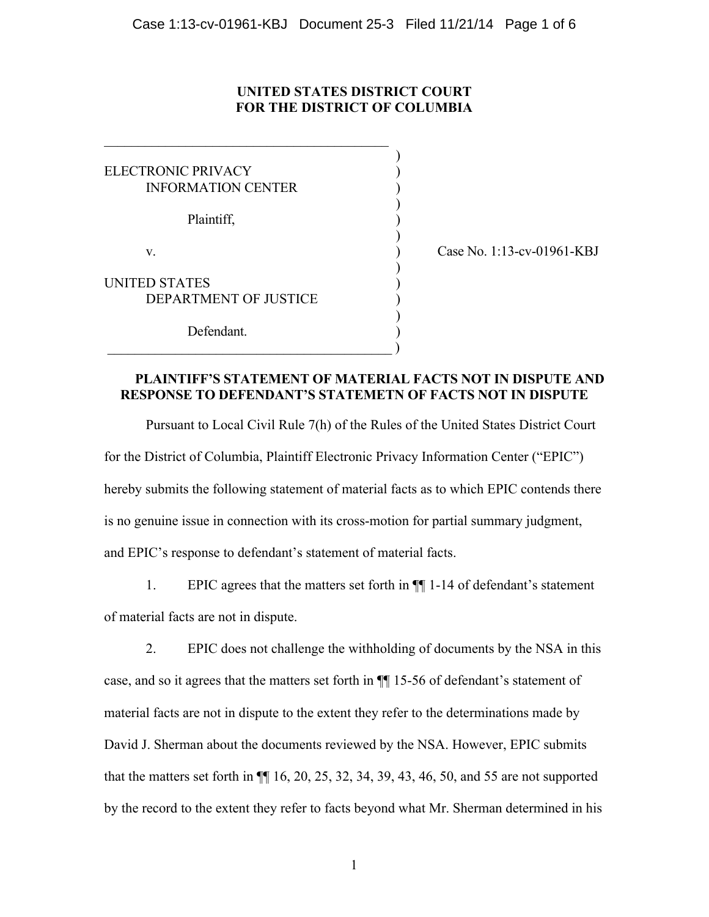**UNITED STATES DISTRICT COURT**
**FOR THE DISTRICT OF COLUMBIA**

ELECTRONIC PRIVACY INFORMATION CENTER

Plaintiff,

v.

UNITED STATES DEPARTMENT OF JUSTICE

Defendant.

Case No. 1:13-cv-01961-KBJ

## PLAINTIFF'S STATEMENT OF MATERIAL FACTS NOT IN DISPUTE AND RESPONSE TO DEFENDANT'S STATEMETN OF FACTS NOT IN DISPUTE

Pursuant to Local Civil Rule 7(h) of the Rules of the United States District Court for the District of Columbia, Plaintiff Electronic Privacy Information Center ("EPIC") hereby submits the following statement of material facts as to which EPIC contends there is no genuine issue in connection with its cross-motion for partial summary judgment, and EPIC's response to defendant's statement of material facts.

1. EPIC agrees that the matters set forth in ¶¶ 1-14 of defendant's statement of material facts are not in dispute.

2. EPIC does not challenge the withholding of documents by the NSA in this case, and so it agrees that the matters set forth in ¶¶ 15-56 of defendant's statement of material facts are not in dispute to the extent they refer to the determinations made by David J. Sherman about the documents reviewed by the NSA. However, EPIC submits that the matters set forth in ¶¶ 16, 20, 25, 32, 34, 39, 43, 46, 50, and 55 are not supported by the record to the extent they refer to facts beyond what Mr. Sherman determined in his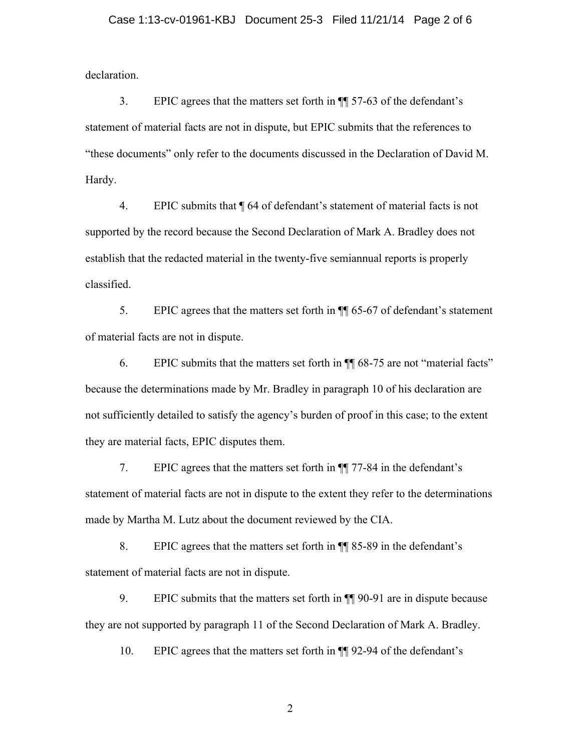declaration.

3. EPIC agrees that the matters set forth in ¶¶ 57-63 of the defendant's statement of material facts are not in dispute, but EPIC submits that the references to "these documents" only refer to the documents discussed in the Declaration of David M. Hardy.

4. EPIC submits that ¶ 64 of defendant's statement of material facts is not supported by the record because the Second Declaration of Mark A. Bradley does not establish that the redacted material in the twenty-five semiannual reports is properly classified.

5. EPIC agrees that the matters set forth in ¶¶ 65-67 of defendant's statement of material facts are not in dispute.

6. EPIC submits that the matters set forth in ¶¶ 68-75 are not "material facts" because the determinations made by Mr. Bradley in paragraph 10 of his declaration are not sufficiently detailed to satisfy the agency's burden of proof in this case; to the extent they are material facts, EPIC disputes them.

7. EPIC agrees that the matters set forth in ¶¶ 77-84 in the defendant's statement of material facts are not in dispute to the extent they refer to the determinations made by Martha M. Lutz about the document reviewed by the CIA.

8. EPIC agrees that the matters set forth in ¶¶ 85-89 in the defendant's statement of material facts are not in dispute.

9. EPIC submits that the matters set forth in ¶¶ 90-91 are in dispute because they are not supported by paragraph 11 of the Second Declaration of Mark A. Bradley.

10. EPIC agrees that the matters set forth in ¶¶ 92-94 of the defendant's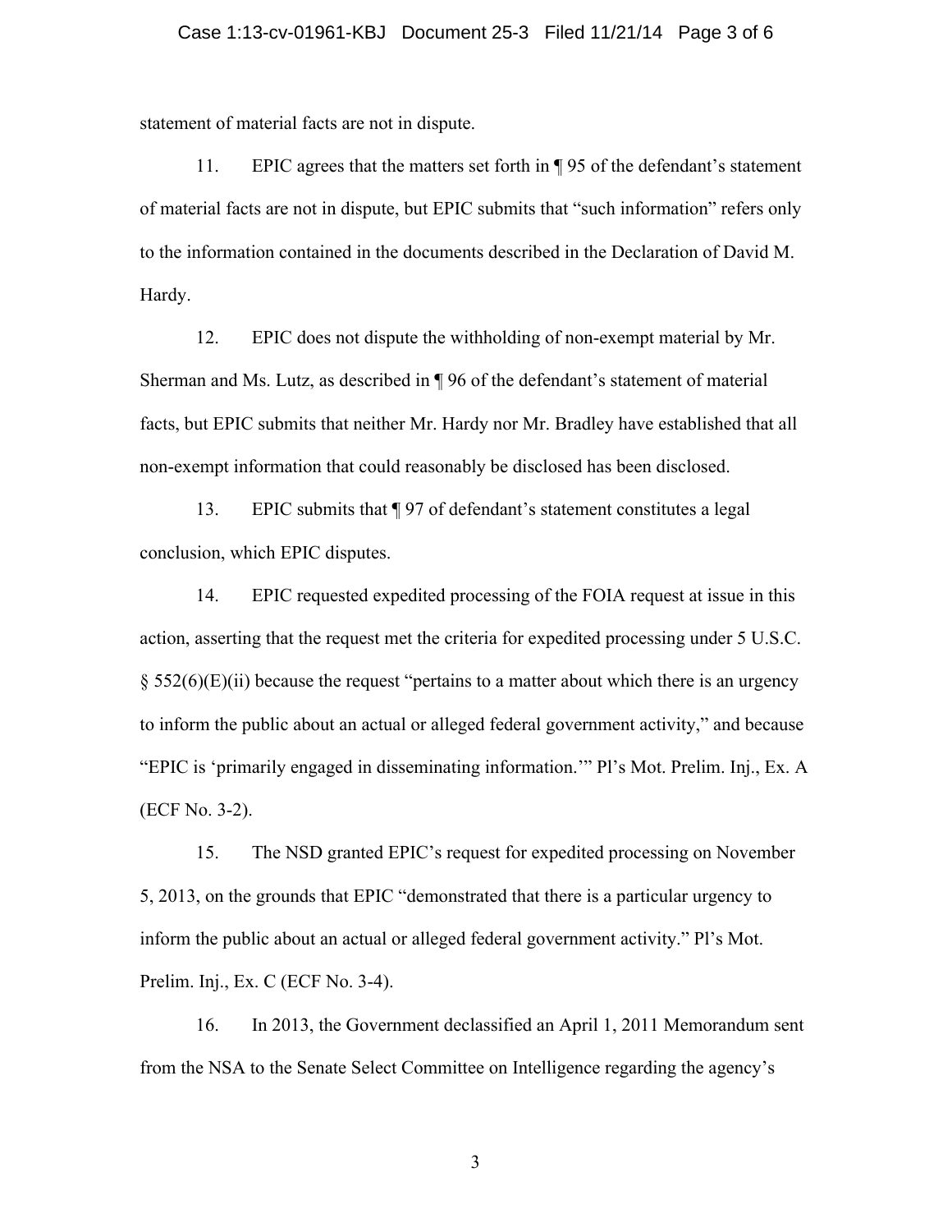statement of material facts are not in dispute.

11. EPIC agrees that the matters set forth in ¶ 95 of the defendant's statement of material facts are not in dispute, but EPIC submits that "such information" refers only to the information contained in the documents described in the Declaration of David M. Hardy.

12. EPIC does not dispute the withholding of non-exempt material by Mr. Sherman and Ms. Lutz, as described in ¶ 96 of the defendant's statement of material facts, but EPIC submits that neither Mr. Hardy nor Mr. Bradley have established that all non-exempt information that could reasonably be disclosed has been disclosed.

13. EPIC submits that ¶ 97 of defendant's statement constitutes a legal conclusion, which EPIC disputes.

14. EPIC requested expedited processing of the FOIA request at issue in this action, asserting that the request met the criteria for expedited processing under 5 U.S.C. § 552(6)(E)(ii) because the request "pertains to a matter about which there is an urgency to inform the public about an actual or alleged federal government activity," and because "EPIC is 'primarily engaged in disseminating information.'" Pl's Mot. Prelim. Inj., Ex. A (ECF No. 3-2).

15. The NSD granted EPIC's request for expedited processing on November 5, 2013, on the grounds that EPIC "demonstrated that there is a particular urgency to inform the public about an actual or alleged federal government activity." Pl's Mot. Prelim. Inj., Ex. C (ECF No. 3-4).

16. In 2013, the Government declassified an April 1, 2011 Memorandum sent from the NSA to the Senate Select Committee on Intelligence regarding the agency's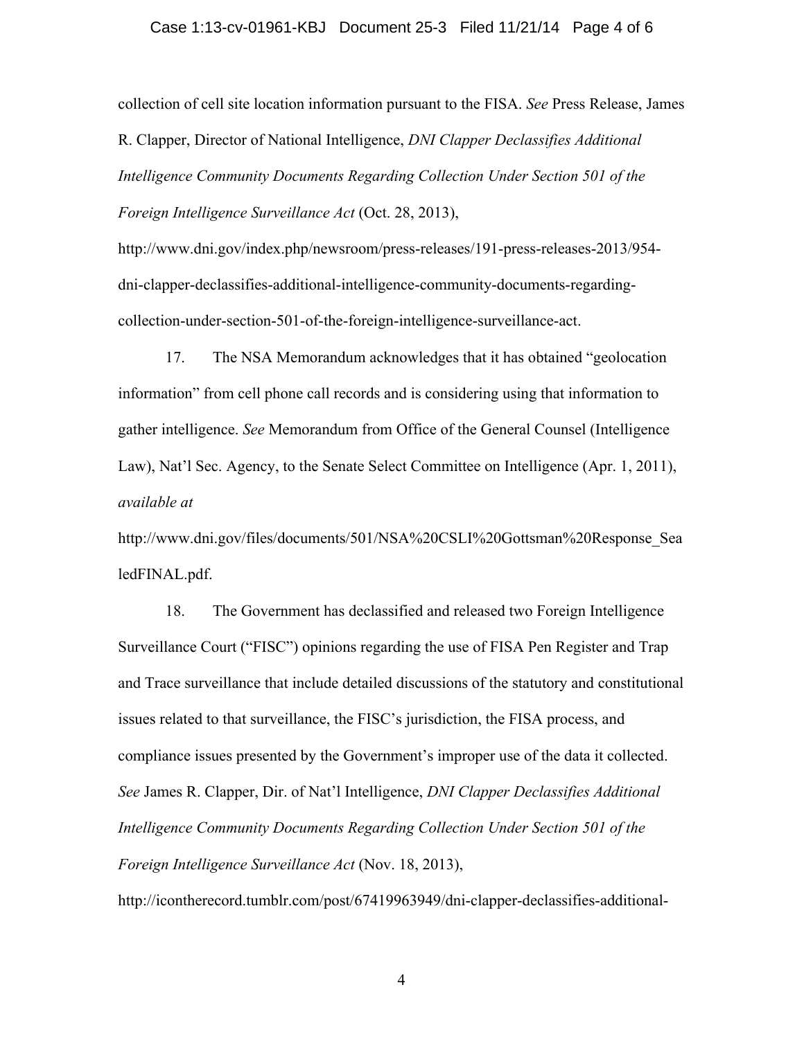collection of cell site location information pursuant to the FISA. *See* Press Release, James R. Clapper, Director of National Intelligence, *DNI Clapper Declassifies Additional Intelligence Community Documents Regarding Collection Under Section 501 of the Foreign Intelligence Surveillance Act* (Oct. 28, 2013), http://www.dni.gov/index.php/newsroom/press-releases/191-press-releases-2013/954-dni-clapper-declassifies-additional-intelligence-community-documents-regarding-collection-under-section-501-of-the-foreign-intelligence-surveillance-act.

17. The NSA Memorandum acknowledges that it has obtained "geolocation information" from cell phone call records and is considering using that information to gather intelligence. *See* Memorandum from Office of the General Counsel (Intelligence Law), Nat'l Sec. Agency, to the Senate Select Committee on Intelligence (Apr. 1, 2011), *available at* http://www.dni.gov/files/documents/501/NSA%20CSLI%20Gottsman%20Response_SealedFINAL.pdf.

18. The Government has declassified and released two Foreign Intelligence Surveillance Court ("FISC") opinions regarding the use of FISA Pen Register and Trap and Trace surveillance that include detailed discussions of the statutory and constitutional issues related to that surveillance, the FISC's jurisdiction, the FISA process, and compliance issues presented by the Government's improper use of the data it collected. *See* James R. Clapper, Dir. of Nat'l Intelligence, *DNI Clapper Declassifies Additional Intelligence Community Documents Regarding Collection Under Section 501 of the Foreign Intelligence Surveillance Act* (Nov. 18, 2013), http://icontherecord.tumblr.com/post/67419963949/dni-clapper-declassifies-additional-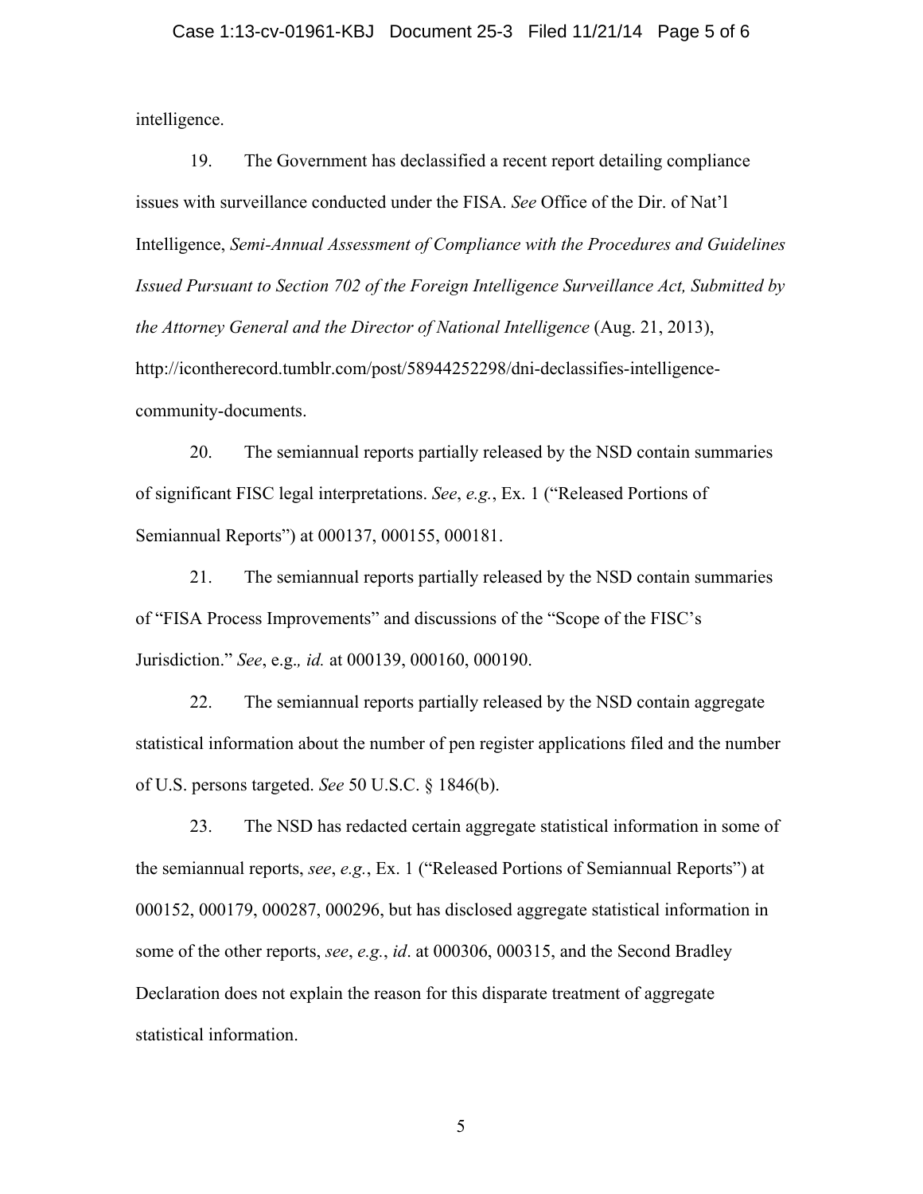intelligence.

19. The Government has declassified a recent report detailing compliance issues with surveillance conducted under the FISA. *See* Office of the Dir. of Nat'l Intelligence, *Semi-Annual Assessment of Compliance with the Procedures and Guidelines Issued Pursuant to Section 702 of the Foreign Intelligence Surveillance Act, Submitted by the Attorney General and the Director of National Intelligence* (Aug. 21, 2013), http://icontherecord.tumblr.com/post/58944252298/dni-declassifies-intelligence-community-documents.

20. The semiannual reports partially released by the NSD contain summaries of significant FISC legal interpretations. *See*, *e.g.*, Ex. 1 ("Released Portions of Semiannual Reports") at 000137, 000155, 000181.

21. The semiannual reports partially released by the NSD contain summaries of "FISA Process Improvements" and discussions of the "Scope of the FISC's Jurisdiction." *See*, e.g.*, id.* at 000139, 000160, 000190.

22. The semiannual reports partially released by the NSD contain aggregate statistical information about the number of pen register applications filed and the number of U.S. persons targeted. *See* 50 U.S.C. § 1846(b).

23. The NSD has redacted certain aggregate statistical information in some of the semiannual reports, *see*, *e.g.*, Ex. 1 ("Released Portions of Semiannual Reports") at 000152, 000179, 000287, 000296, but has disclosed aggregate statistical information in some of the other reports, *see*, *e.g.*, *id*. at 000306, 000315, and the Second Bradley Declaration does not explain the reason for this disparate treatment of aggregate statistical information.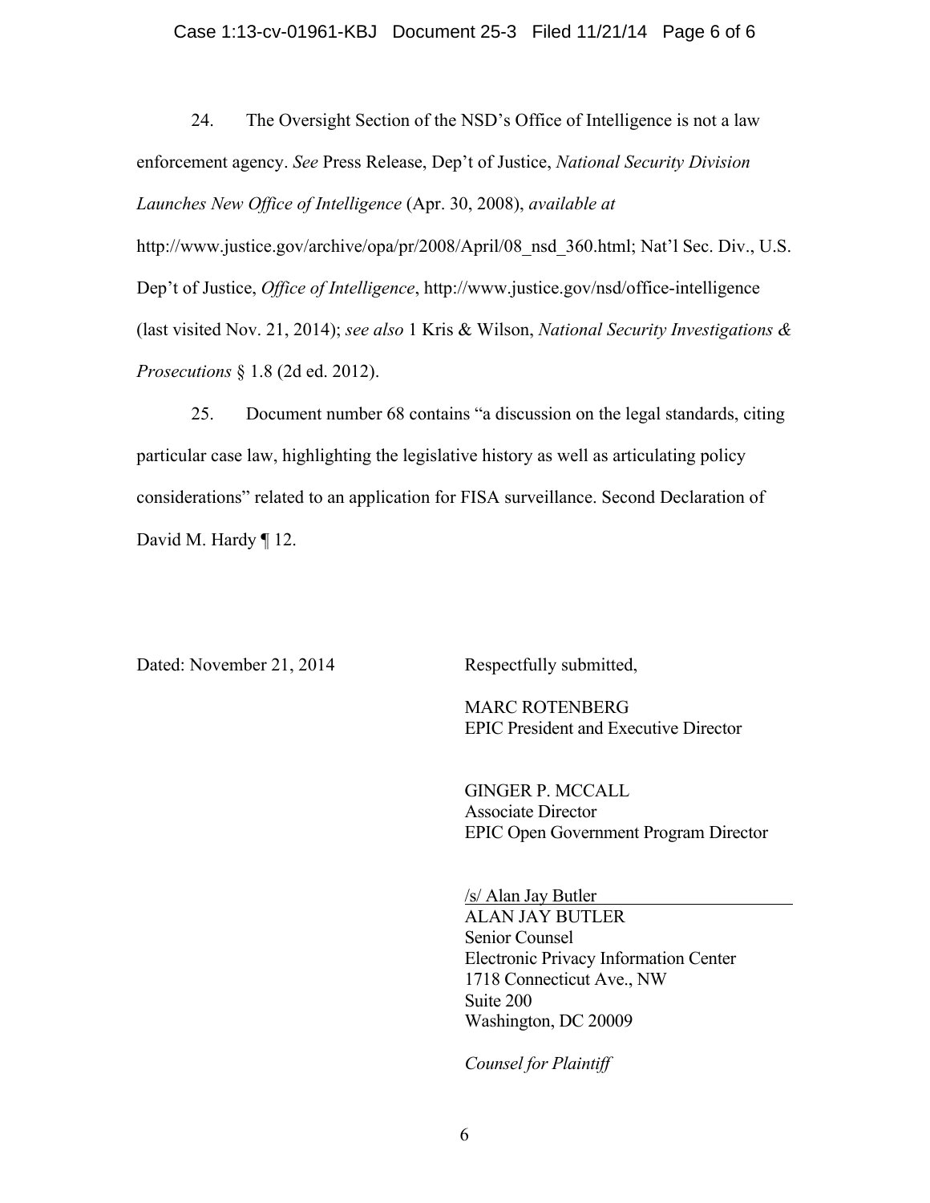24. The Oversight Section of the NSD's Office of Intelligence is not a law enforcement agency. *See* Press Release, Dep't of Justice, *National Security Division Launches New Office of Intelligence* (Apr. 30, 2008), *available at* http://www.justice.gov/archive/opa/pr/2008/April/08_nsd_360.html; Nat'l Sec. Div., U.S. Dep't of Justice, *Office of Intelligence*, http://www.justice.gov/nsd/office-intelligence (last visited Nov. 21, 2014); *see also* 1 Kris & Wilson, *National Security Investigations & Prosecutions* § 1.8 (2d ed. 2012).

25. Document number 68 contains "a discussion on the legal standards, citing particular case law, highlighting the legislative history as well as articulating policy considerations" related to an application for FISA surveillance. Second Declaration of David M. Hardy ¶ 12.

Dated: November 21, 2014

Respectfully submitted,

MARC ROTENBERG
EPIC President and Executive Director

GINGER P. MCCALL
Associate Director
EPIC Open Government Program Director

/s/ Alan Jay Butler
ALAN JAY BUTLER
Senior Counsel
Electronic Privacy Information Center
1718 Connecticut Ave., NW
Suite 200
Washington, DC 20009

*Counsel for Plaintiff*